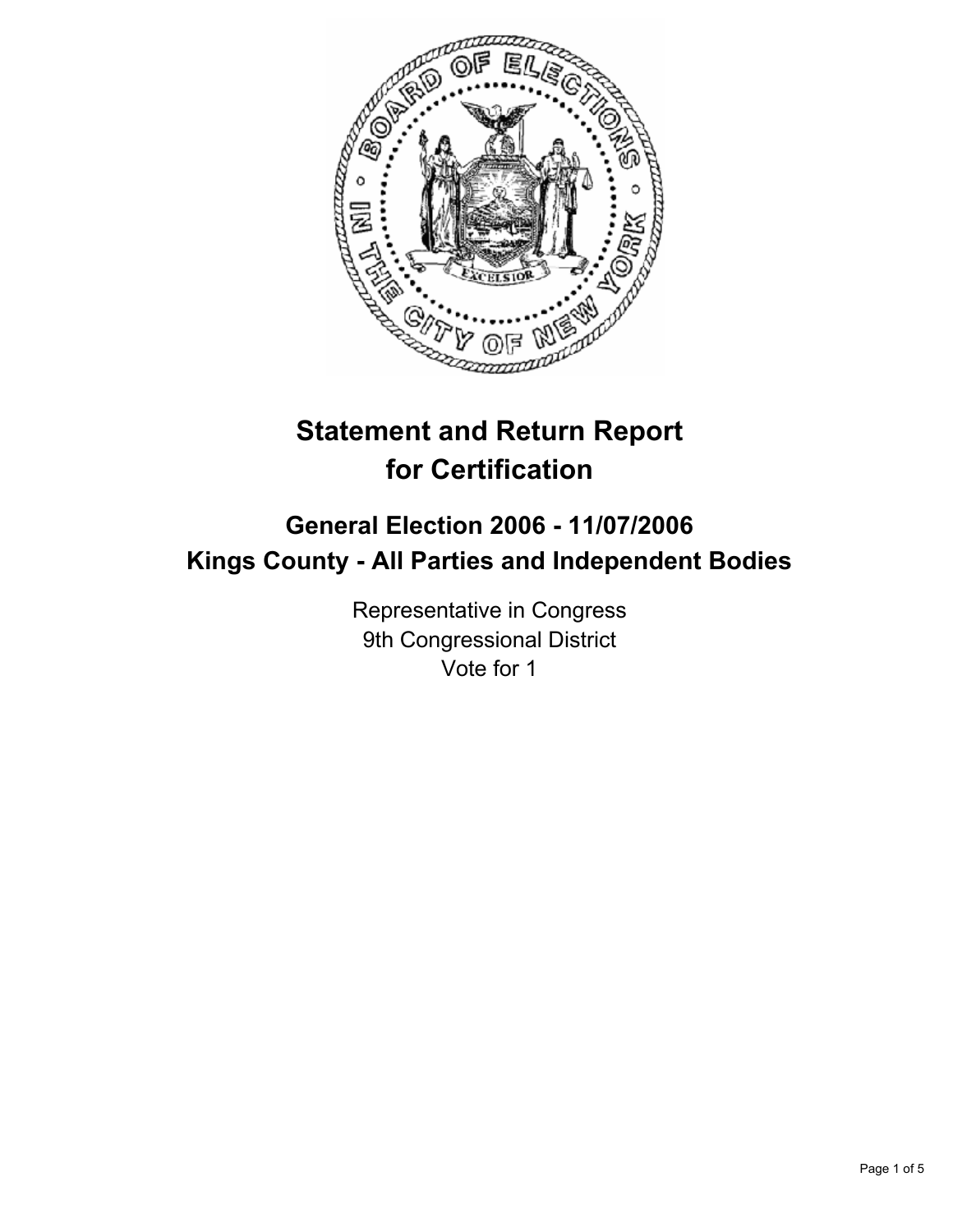# Statement and Return Report for Certification

## General Election 2006 - 11/07/2006
## Kings County - All Parties and Independent Bodies

Representative in Congress
9th Congressional District
Vote for 1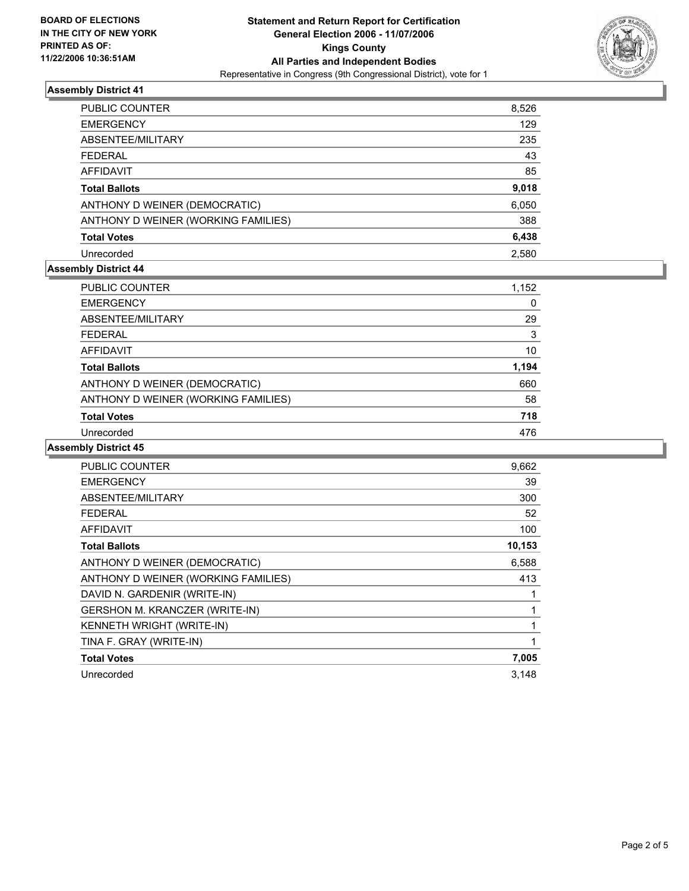**BOARD OF ELECTIONS**
**IN THE CITY OF NEW YORK**
**PRINTED AS OF:**
**11/22/2006 10:36:51AM**

# Statement and Return Report for Certification
## General Election 2006 - 11/07/2006
## Kings County
## All Parties and Independent Bodies
Representative in Congress (9th Congressional District), vote for 1

### Assembly District 41

| | |
|---|---|
| PUBLIC COUNTER | 8,526 |
| EMERGENCY | 129 |
| ABSENTEE/MILITARY | 235 |
| FEDERAL | 43 |
| AFFIDAVIT | 85 |
| **Total Ballots** | **9,018** |
| ANTHONY D WEINER (DEMOCRATIC) | 6,050 |
| ANTHONY D WEINER (WORKING FAMILIES) | 388 |
| **Total Votes** | **6,438** |
| Unrecorded | 2,580 |

### Assembly District 44

| | |
|---|---|
| PUBLIC COUNTER | 1,152 |
| EMERGENCY | 0 |
| ABSENTEE/MILITARY | 29 |
| FEDERAL | 3 |
| AFFIDAVIT | 10 |
| **Total Ballots** | **1,194** |
| ANTHONY D WEINER (DEMOCRATIC) | 660 |
| ANTHONY D WEINER (WORKING FAMILIES) | 58 |
| **Total Votes** | **718** |
| Unrecorded | 476 |

### Assembly District 45

| | |
|---|---|
| PUBLIC COUNTER | 9,662 |
| EMERGENCY | 39 |
| ABSENTEE/MILITARY | 300 |
| FEDERAL | 52 |
| AFFIDAVIT | 100 |
| **Total Ballots** | **10,153** |
| ANTHONY D WEINER (DEMOCRATIC) | 6,588 |
| ANTHONY D WEINER (WORKING FAMILIES) | 413 |
| DAVID N. GARDENIR (WRITE-IN) | 1 |
| GERSHON M. KRANCZER (WRITE-IN) | 1 |
| KENNETH WRIGHT (WRITE-IN) | 1 |
| TINA F. GRAY (WRITE-IN) | 1 |
| **Total Votes** | **7,005** |
| Unrecorded | 3,148 |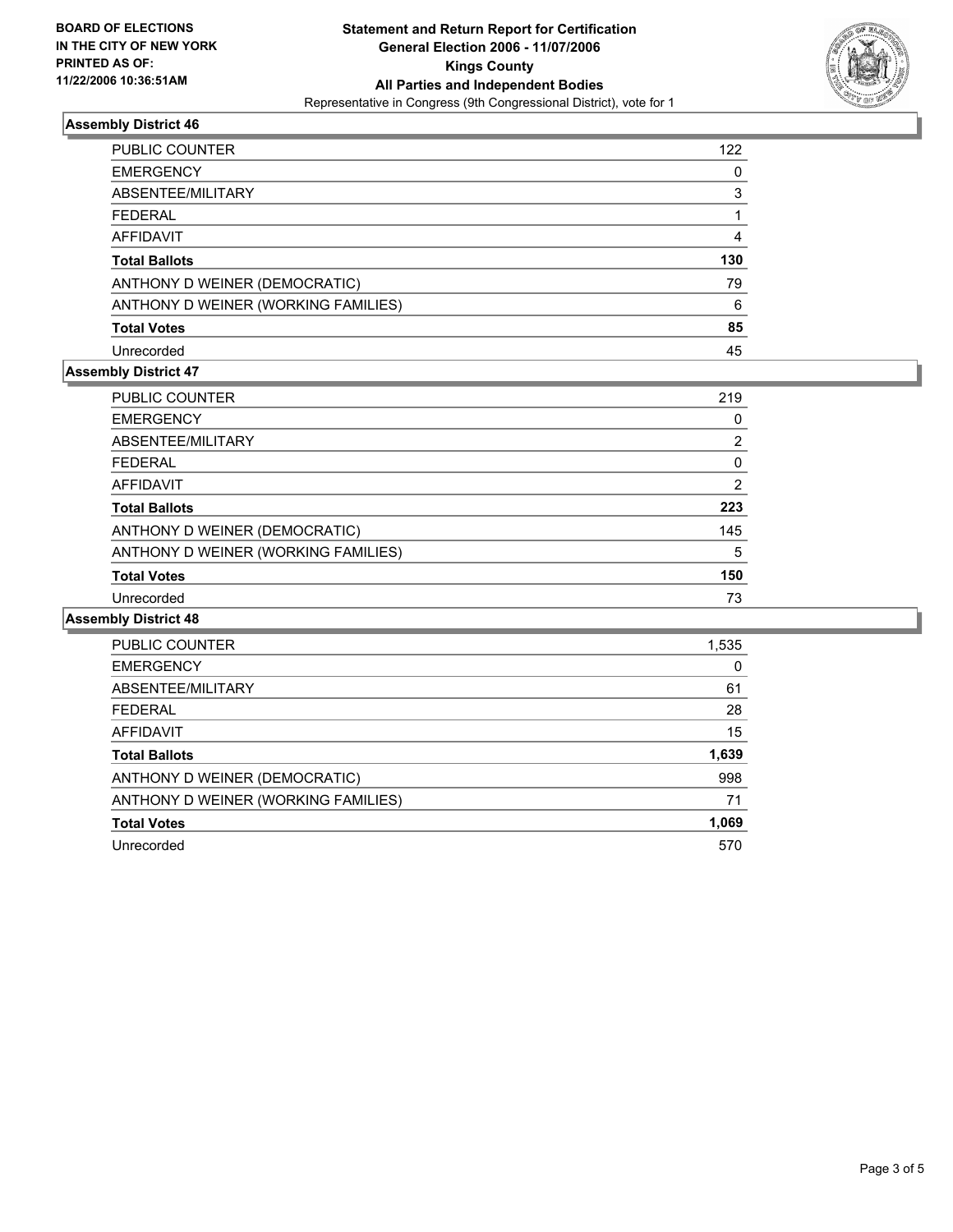BOARD OF ELECTIONS
IN THE CITY OF NEW YORK
PRINTED AS OF:
11/22/2006 10:36:51AM

**Statement and Return Report for Certification**
**General Election 2006 - 11/07/2006**
**Kings County**
**All Parties and Independent Bodies**
Representative in Congress (9th Congressional District), vote for 1

### Assembly District 46

| | |
|---|---|
| PUBLIC COUNTER | 122 |
| EMERGENCY | 0 |
| ABSENTEE/MILITARY | 3 |
| FEDERAL | 1 |
| AFFIDAVIT | 4 |
| **Total Ballots** | **130** |
| ANTHONY D WEINER (DEMOCRATIC) | 79 |
| ANTHONY D WEINER (WORKING FAMILIES) | 6 |
| **Total Votes** | **85** |
| Unrecorded | 45 |

### Assembly District 47

| | |
|---|---|
| PUBLIC COUNTER | 219 |
| EMERGENCY | 0 |
| ABSENTEE/MILITARY | 2 |
| FEDERAL | 0 |
| AFFIDAVIT | 2 |
| **Total Ballots** | **223** |
| ANTHONY D WEINER (DEMOCRATIC) | 145 |
| ANTHONY D WEINER (WORKING FAMILIES) | 5 |
| **Total Votes** | **150** |
| Unrecorded | 73 |

### Assembly District 48

| | |
|---|---|
| PUBLIC COUNTER | 1,535 |
| EMERGENCY | 0 |
| ABSENTEE/MILITARY | 61 |
| FEDERAL | 28 |
| AFFIDAVIT | 15 |
| **Total Ballots** | **1,639** |
| ANTHONY D WEINER (DEMOCRATIC) | 998 |
| ANTHONY D WEINER (WORKING FAMILIES) | 71 |
| **Total Votes** | **1,069** |
| Unrecorded | 570 |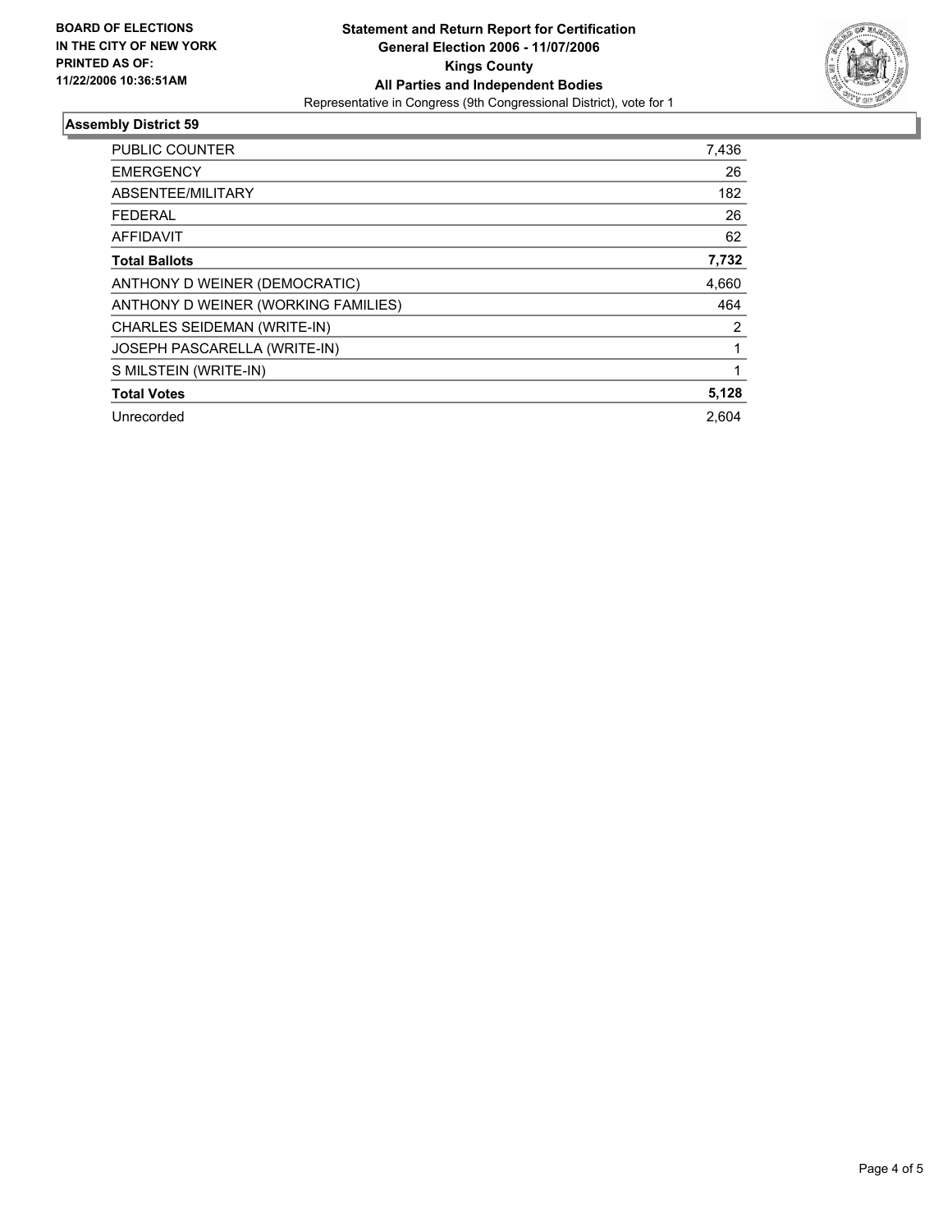**BOARD OF ELECTIONS IN THE CITY OF NEW YORK PRINTED AS OF: 11/22/2006 10:36:51AM**

**Statement and Return Report for Certification**
**General Election 2006 - 11/07/2006**
**Kings County**
**All Parties and Independent Bodies**
Representative in Congress (9th Congressional District), vote for 1

## Assembly District 59

| | |
|---|---|
| PUBLIC COUNTER | 7,436 |
| EMERGENCY | 26 |
| ABSENTEE/MILITARY | 182 |
| FEDERAL | 26 |
| AFFIDAVIT | 62 |
| **Total Ballots** | **7,732** |
| ANTHONY D WEINER (DEMOCRATIC) | 4,660 |
| ANTHONY D WEINER (WORKING FAMILIES) | 464 |
| CHARLES SEIDEMAN (WRITE-IN) | 2 |
| JOSEPH PASCARELLA (WRITE-IN) | 1 |
| S MILSTEIN (WRITE-IN) | 1 |
| **Total Votes** | **5,128** |
| Unrecorded | 2,604 |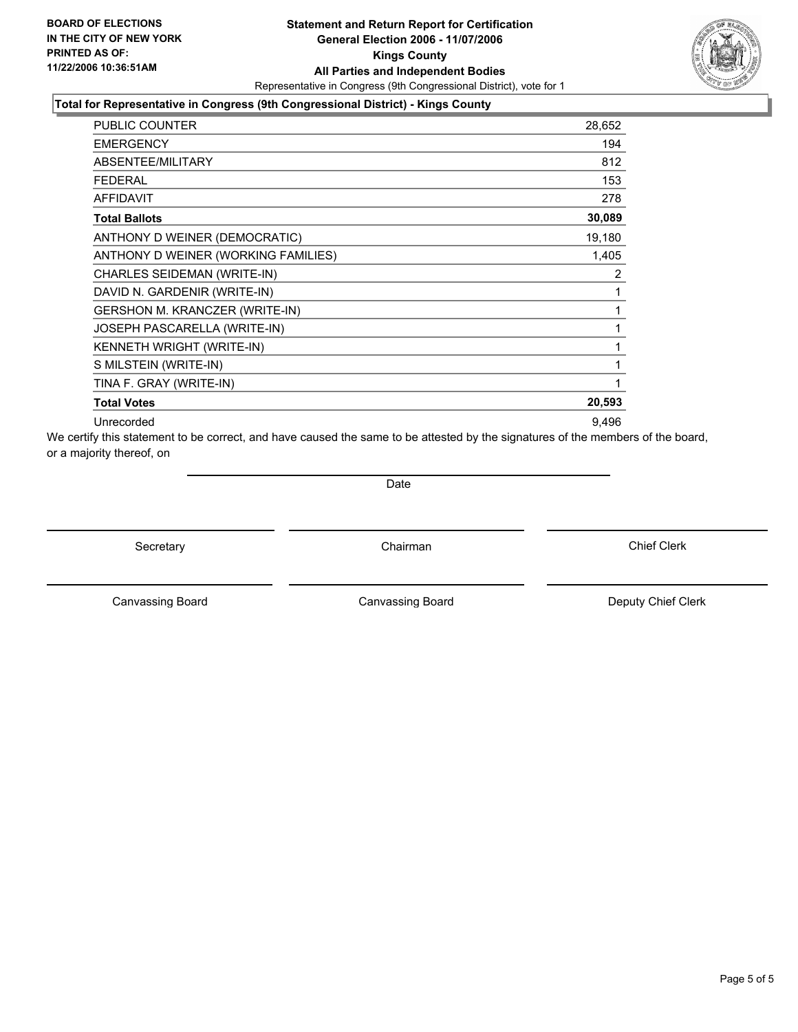**BOARD OF ELECTIONS IN THE CITY OF NEW YORK PRINTED AS OF: 11/22/2006 10:36:51AM**

**Statement and Return Report for Certification**
**General Election 2006 - 11/07/2006**
**Kings County**
**All Parties and Independent Bodies**
Representative in Congress (9th Congressional District), vote for 1

### Total for Representative in Congress (9th Congressional District) - Kings County

| | |
|---|---|
| PUBLIC COUNTER | 28,652 |
| EMERGENCY | 194 |
| ABSENTEE/MILITARY | 812 |
| FEDERAL | 153 |
| AFFIDAVIT | 278 |
| **Total Ballots** | **30,089** |
| ANTHONY D WEINER (DEMOCRATIC) | 19,180 |
| ANTHONY D WEINER (WORKING FAMILIES) | 1,405 |
| CHARLES SEIDEMAN (WRITE-IN) | 2 |
| DAVID N. GARDENIR (WRITE-IN) | 1 |
| GERSHON M. KRANCZER (WRITE-IN) | 1 |
| JOSEPH PASCARELLA (WRITE-IN) | 1 |
| KENNETH WRIGHT (WRITE-IN) | 1 |
| S MILSTEIN (WRITE-IN) | 1 |
| TINA F. GRAY (WRITE-IN) | 1 |
| **Total Votes** | **20,593** |
| Unrecorded | 9,496 |

We certify this statement to be correct, and have caused the same to be attested by the signatures of the members of the board, or a majority thereof, on

Date

Secretary | Chairman | Chief Clerk

Canvassing Board | Canvassing Board | Deputy Chief Clerk